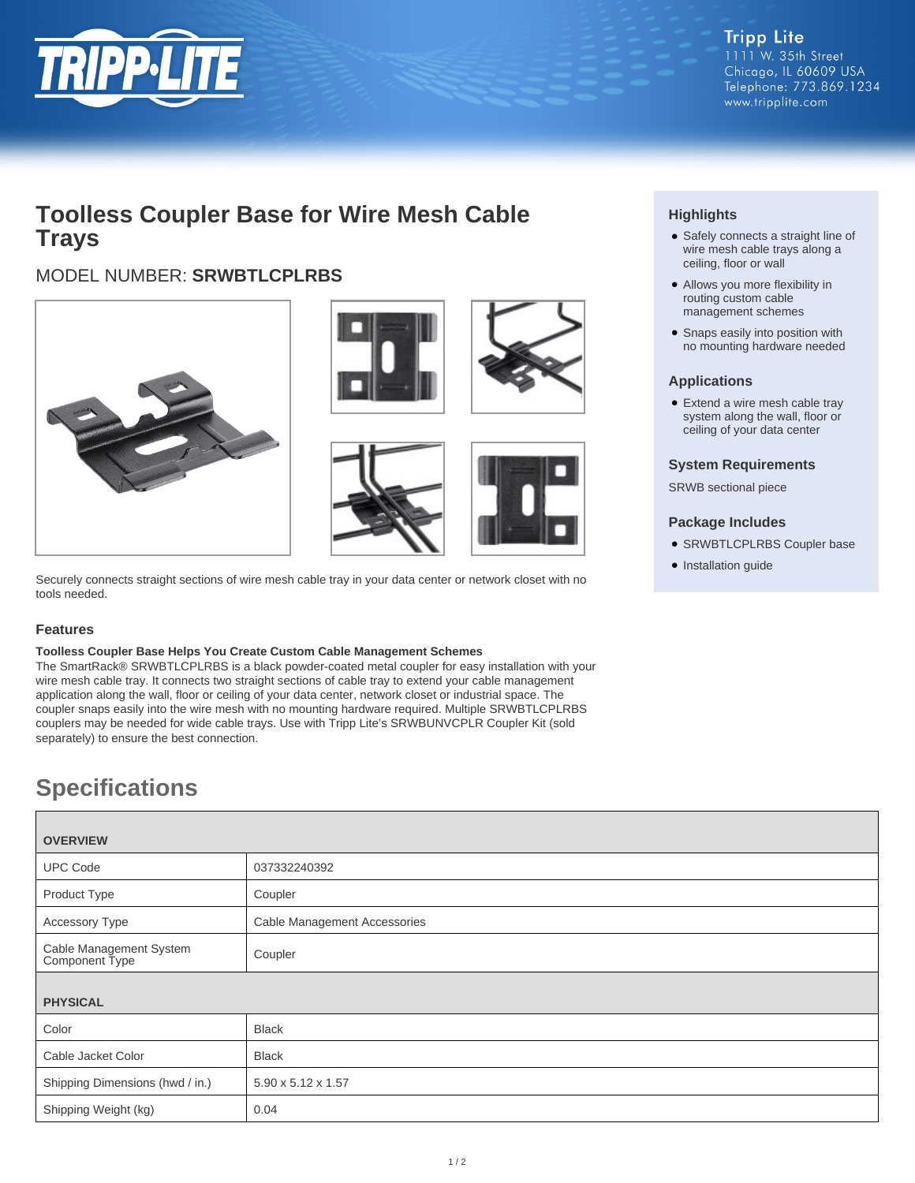Tripp Lite
1111 W. 35th Street
Chicago, IL 60609 USA
Telephone: 773.869.1234
www.tripplite.com

# Toolless Coupler Base for Wire Mesh Cable Trays

## MODEL NUMBER: **SRWBTLCPLRBS**

Securely connects straight sections of wire mesh cable tray in your data center or network closet with no tools needed.

### Highlights

- Safely connects a straight line of wire mesh cable trays along a ceiling, floor or wall
- Allows you more flexibility in routing custom cable management schemes
- Snaps easily into position with no mounting hardware needed

### Applications

- Extend a wire mesh cable tray system along the wall, floor or ceiling of your data center

### System Requirements

SRWB sectional piece

### Package Includes

- SRWBTLCPLRBS Coupler base
- Installation guide

### Features

**Toolless Coupler Base Helps You Create Custom Cable Management Schemes**

The SmartRack® SRWBTLCPLRBS is a black powder-coated metal coupler for easy installation with your wire mesh cable tray. It connects two straight sections of cable tray to extend your cable management application along the wall, floor or ceiling of your data center, network closet or industrial space. The coupler snaps easily into the wire mesh with no mounting hardware required. Multiple SRWBTLCPLRBS couplers may be needed for wide cable trays. Use with Tripp Lite's SRWBUNVCPLR Coupler Kit (sold separately) to ensure the best connection.

## Specifications

| OVERVIEW | |
|---|---|
| UPC Code | 037332240392 |
| Product Type | Coupler |
| Accessory Type | Cable Management Accessories |
| Cable Management System Component Type | Coupler |
| **PHYSICAL** | |
| Color | Black |
| Cable Jacket Color | Black |
| Shipping Dimensions (hwd / in.) | 5.90 x 5.12 x 1.57 |
| Shipping Weight (kg) | 0.04 |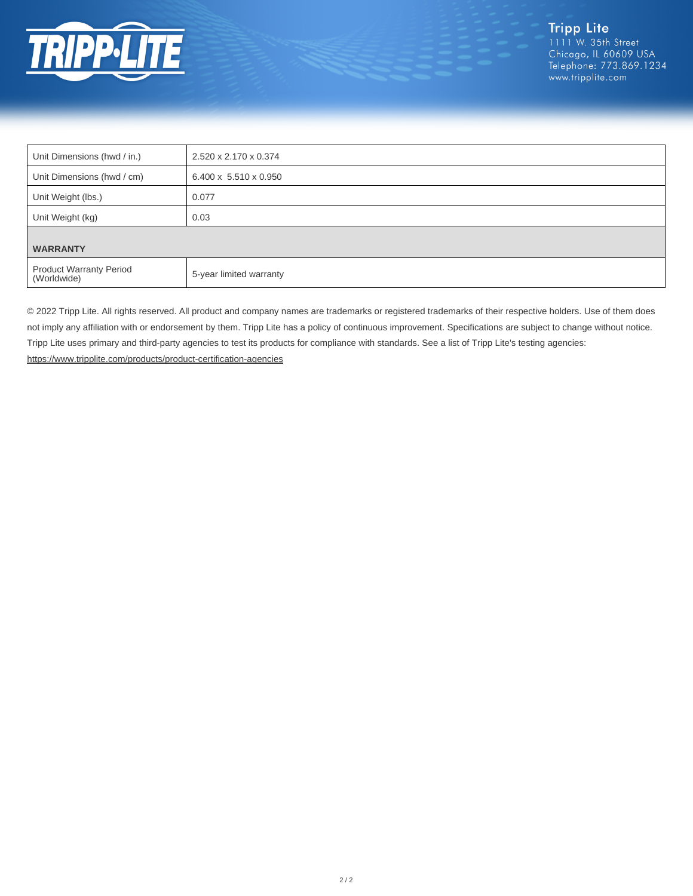| | |
|---|---|
| Unit Dimensions (hwd / in.) | 2.520 x 2.170 x 0.374 |
| Unit Dimensions (hwd / cm) | 6.400 x 5.510 x 0.950 |
| Unit Weight (lbs.) | 0.077 |
| Unit Weight (kg) | 0.03 |
| **WARRANTY** | |
| Product Warranty Period (Worldwide) | 5-year limited warranty |

© 2022 Tripp Lite. All rights reserved. All product and company names are trademarks or registered trademarks of their respective holders. Use of them does not imply any affiliation with or endorsement by them. Tripp Lite has a policy of continuous improvement. Specifications are subject to change without notice. Tripp Lite uses primary and third-party agencies to test its products for compliance with standards. See a list of Tripp Lite's testing agencies: https://www.tripplite.com/products/product-certification-agencies